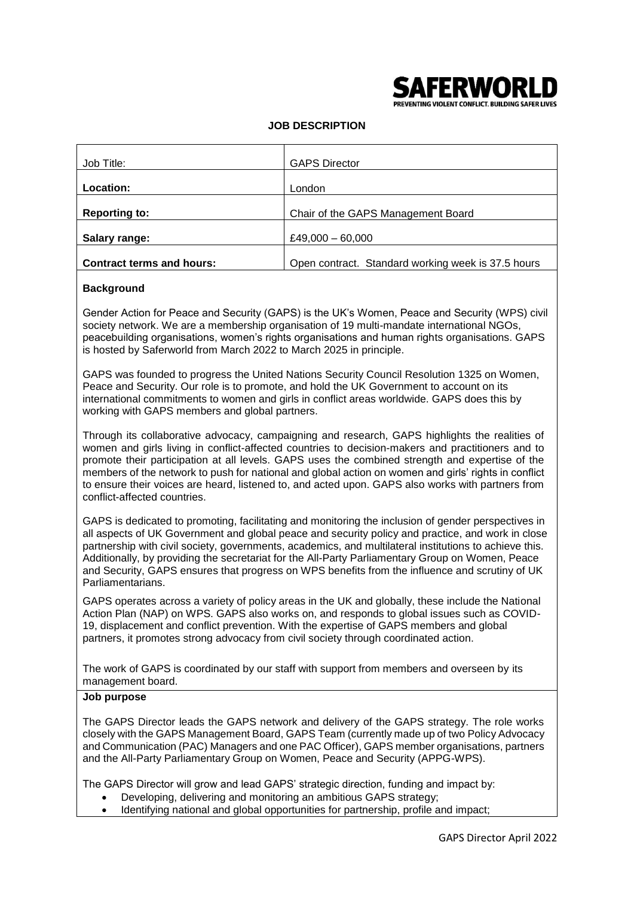**SAFERWORLD**
PREVENTING VIOLENT CONFLICT. BUILDING SAFER LIVES

# JOB DESCRIPTION

| | |
|---|---|
| Job Title: | GAPS Director |
| **Location:** | London |
| **Reporting to:** | Chair of the GAPS Management Board |
| **Salary range:** | £49,000 – 60,000 |
| **Contract terms and hours:** | Open contract. Standard working week is 37.5 hours |

## Background

Gender Action for Peace and Security (GAPS) is the UK's Women, Peace and Security (WPS) civil society network. We are a membership organisation of 19 multi-mandate international NGOs, peacebuilding organisations, women's rights organisations and human rights organisations. GAPS is hosted by Saferworld from March 2022 to March 2025 in principle.

GAPS was founded to progress the United Nations Security Council Resolution 1325 on Women, Peace and Security. Our role is to promote, and hold the UK Government to account on its international commitments to women and girls in conflict areas worldwide. GAPS does this by working with GAPS members and global partners.

Through its collaborative advocacy, campaigning and research, GAPS highlights the realities of women and girls living in conflict-affected countries to decision-makers and practitioners and to promote their participation at all levels. GAPS uses the combined strength and expertise of the members of the network to push for national and global action on women and girls' rights in conflict to ensure their voices are heard, listened to, and acted upon. GAPS also works with partners from conflict-affected countries.

GAPS is dedicated to promoting, facilitating and monitoring the inclusion of gender perspectives in all aspects of UK Government and global peace and security policy and practice, and work in close partnership with civil society, governments, academics, and multilateral institutions to achieve this. Additionally, by providing the secretariat for the All-Party Parliamentary Group on Women, Peace and Security, GAPS ensures that progress on WPS benefits from the influence and scrutiny of UK Parliamentarians.

GAPS operates across a variety of policy areas in the UK and globally, these include the National Action Plan (NAP) on WPS. GAPS also works on, and responds to global issues such as COVID-19, displacement and conflict prevention. With the expertise of GAPS members and global partners, it promotes strong advocacy from civil society through coordinated action.

The work of GAPS is coordinated by our staff with support from members and overseen by its management board.

## Job purpose

The GAPS Director leads the GAPS network and delivery of the GAPS strategy. The role works closely with the GAPS Management Board, GAPS Team (currently made up of two Policy Advocacy and Communication (PAC) Managers and one PAC Officer), GAPS member organisations, partners and the All-Party Parliamentary Group on Women, Peace and Security (APPG-WPS).

The GAPS Director will grow and lead GAPS' strategic direction, funding and impact by:

- Developing, delivering and monitoring an ambitious GAPS strategy;
- Identifying national and global opportunities for partnership, profile and impact;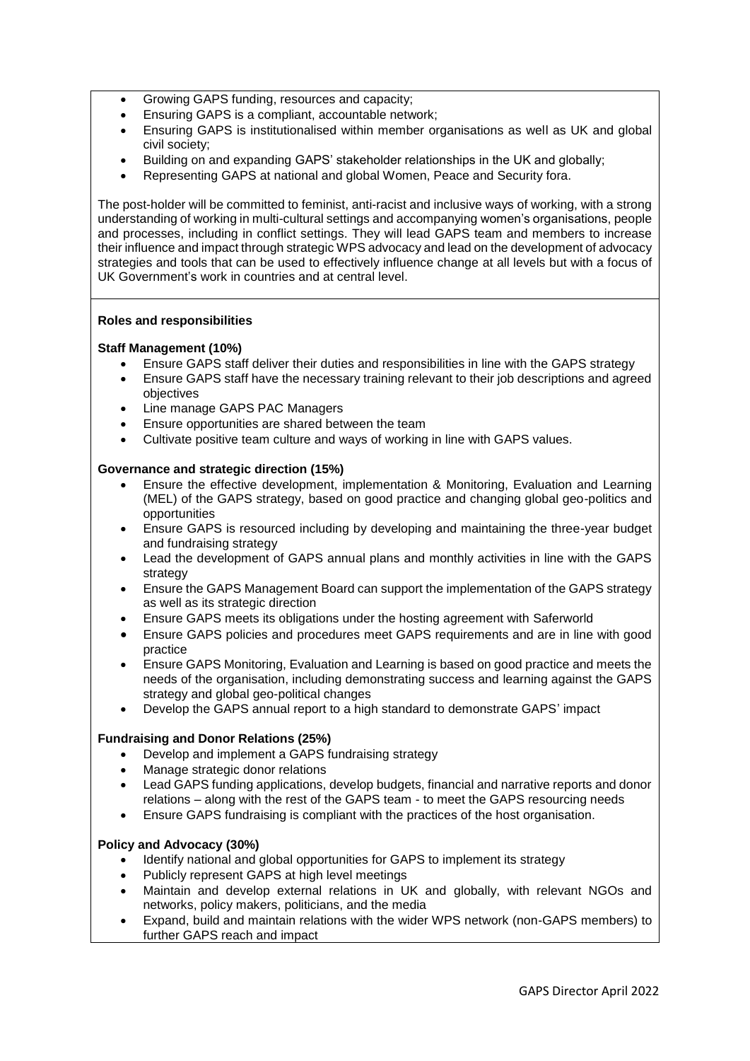- Growing GAPS funding, resources and capacity;
- Ensuring GAPS is a compliant, accountable network;
- Ensuring GAPS is institutionalised within member organisations as well as UK and global civil society;
- Building on and expanding GAPS' stakeholder relationships in the UK and globally;
- Representing GAPS at national and global Women, Peace and Security fora.

The post-holder will be committed to feminist, anti-racist and inclusive ways of working, with a strong understanding of working in multi-cultural settings and accompanying women's organisations, people and processes, including in conflict settings. They will lead GAPS team and members to increase their influence and impact through strategic WPS advocacy and lead on the development of advocacy strategies and tools that can be used to effectively influence change at all levels but with a focus of UK Government's work in countries and at central level.

**Roles and responsibilities**

**Staff Management (10%)**

- Ensure GAPS staff deliver their duties and responsibilities in line with the GAPS strategy
- Ensure GAPS staff have the necessary training relevant to their job descriptions and agreed objectives
- Line manage GAPS PAC Managers
- Ensure opportunities are shared between the team
- Cultivate positive team culture and ways of working in line with GAPS values.

**Governance and strategic direction (15%)**

- Ensure the effective development, implementation & Monitoring, Evaluation and Learning (MEL) of the GAPS strategy, based on good practice and changing global geo-politics and opportunities
- Ensure GAPS is resourced including by developing and maintaining the three-year budget and fundraising strategy
- Lead the development of GAPS annual plans and monthly activities in line with the GAPS strategy
- Ensure the GAPS Management Board can support the implementation of the GAPS strategy as well as its strategic direction
- Ensure GAPS meets its obligations under the hosting agreement with Saferworld
- Ensure GAPS policies and procedures meet GAPS requirements and are in line with good practice
- Ensure GAPS Monitoring, Evaluation and Learning is based on good practice and meets the needs of the organisation, including demonstrating success and learning against the GAPS strategy and global geo-political changes
- Develop the GAPS annual report to a high standard to demonstrate GAPS' impact

**Fundraising and Donor Relations (25%)**

- Develop and implement a GAPS fundraising strategy
- Manage strategic donor relations
- Lead GAPS funding applications, develop budgets, financial and narrative reports and donor relations – along with the rest of the GAPS team - to meet the GAPS resourcing needs
- Ensure GAPS fundraising is compliant with the practices of the host organisation.

**Policy and Advocacy (30%)**

- Identify national and global opportunities for GAPS to implement its strategy
- Publicly represent GAPS at high level meetings
- Maintain and develop external relations in UK and globally, with relevant NGOs and networks, policy makers, politicians, and the media
- Expand, build and maintain relations with the wider WPS network (non-GAPS members) to further GAPS reach and impact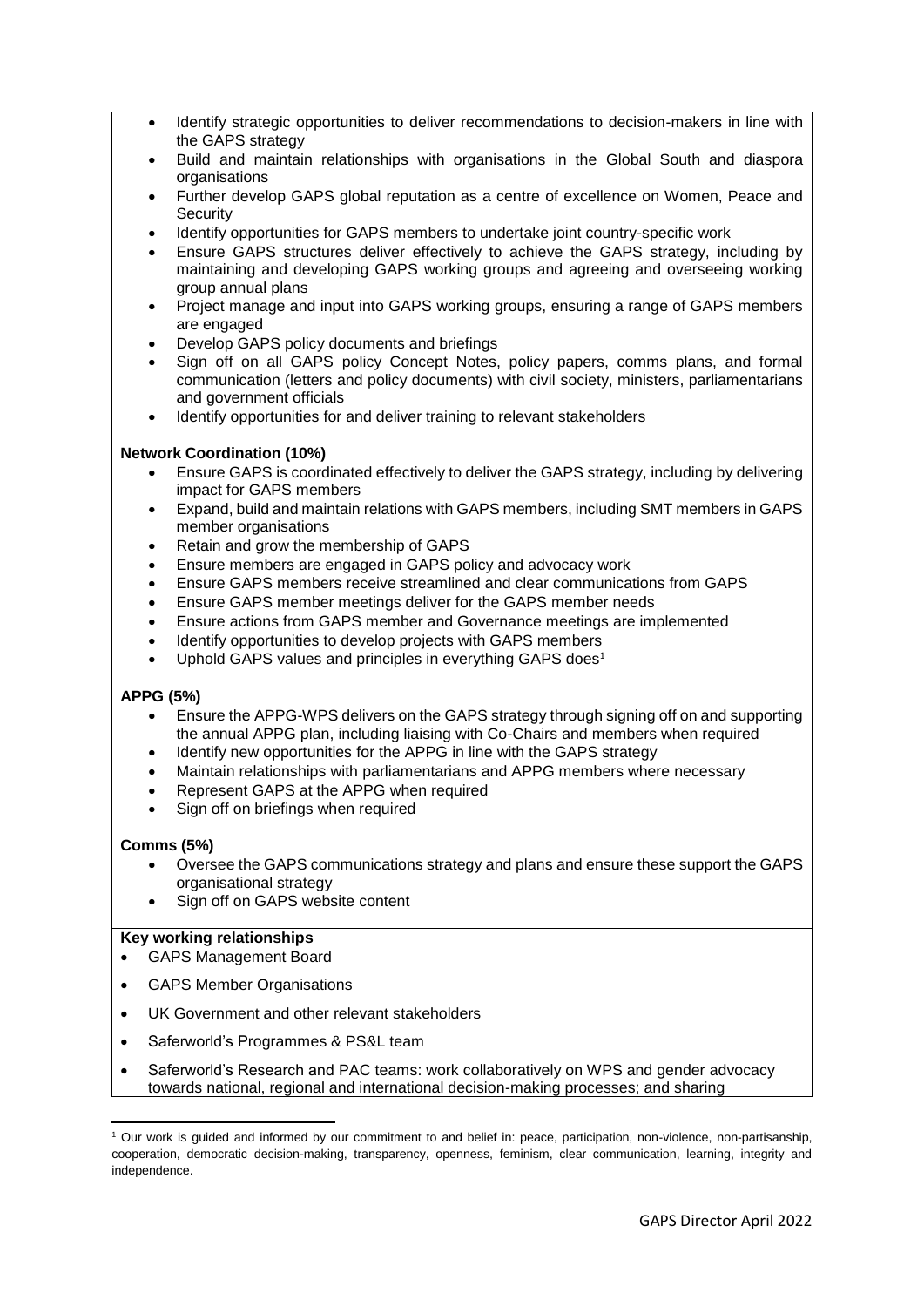- Identify strategic opportunities to deliver recommendations to decision-makers in line with the GAPS strategy
- Build and maintain relationships with organisations in the Global South and diaspora organisations
- Further develop GAPS global reputation as a centre of excellence on Women, Peace and Security
- Identify opportunities for GAPS members to undertake joint country-specific work
- Ensure GAPS structures deliver effectively to achieve the GAPS strategy, including by maintaining and developing GAPS working groups and agreeing and overseeing working group annual plans
- Project manage and input into GAPS working groups, ensuring a range of GAPS members are engaged
- Develop GAPS policy documents and briefings
- Sign off on all GAPS policy Concept Notes, policy papers, comms plans, and formal communication (letters and policy documents) with civil society, ministers, parliamentarians and government officials
- Identify opportunities for and deliver training to relevant stakeholders

**Network Coordination (10%)**

- Ensure GAPS is coordinated effectively to deliver the GAPS strategy, including by delivering impact for GAPS members
- Expand, build and maintain relations with GAPS members, including SMT members in GAPS member organisations
- Retain and grow the membership of GAPS
- Ensure members are engaged in GAPS policy and advocacy work
- Ensure GAPS members receive streamlined and clear communications from GAPS
- Ensure GAPS member meetings deliver for the GAPS member needs
- Ensure actions from GAPS member and Governance meetings are implemented
- Identify opportunities to develop projects with GAPS members
- Uphold GAPS values and principles in everything GAPS does[1]

**APPG (5%)**

- Ensure the APPG-WPS delivers on the GAPS strategy through signing off on and supporting the annual APPG plan, including liaising with Co-Chairs and members when required
- Identify new opportunities for the APPG in line with the GAPS strategy
- Maintain relationships with parliamentarians and APPG members where necessary
- Represent GAPS at the APPG when required
- Sign off on briefings when required

**Comms (5%)**

- Oversee the GAPS communications strategy and plans and ensure these support the GAPS organisational strategy
- Sign off on GAPS website content

**Key working relationships**

- GAPS Management Board
- GAPS Member Organisations
- UK Government and other relevant stakeholders
- Saferworld's Programmes & PS&L team
- Saferworld's Research and PAC teams: work collaboratively on WPS and gender advocacy towards national, regional and international decision-making processes; and sharing

[1] Our work is guided and informed by our commitment to and belief in: peace, participation, non-violence, non-partisanship, cooperation, democratic decision-making, transparency, openness, feminism, clear communication, learning, integrity and independence.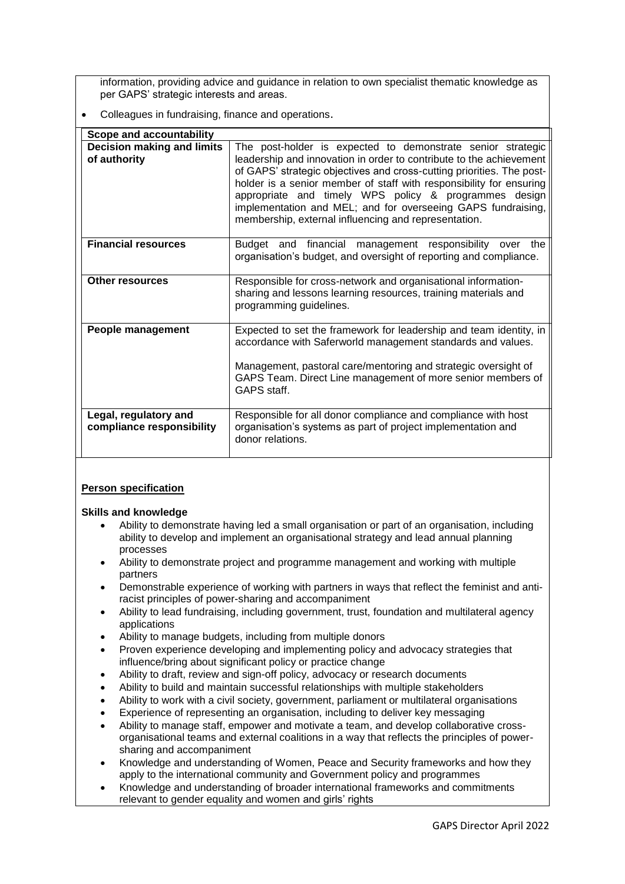information, providing advice and guidance in relation to own specialist thematic knowledge as per GAPS' strategic interests and areas.

- Colleagues in fundraising, finance and operations.

| Scope and accountability | |
|---|---|
| **Decision making and limits of authority** | The post-holder is expected to demonstrate senior strategic leadership and innovation in order to contribute to the achievement of GAPS' strategic objectives and cross-cutting priorities. The post-holder is a senior member of staff with responsibility for ensuring appropriate and timely WPS policy & programmes design implementation and MEL; and for overseeing GAPS fundraising, membership, external influencing and representation. |
| **Financial resources** | Budget and financial management responsibility over the organisation's budget, and oversight of reporting and compliance. |
| **Other resources** | Responsible for cross-network and organisational information-sharing and lessons learning resources, training materials and programming guidelines. |
| **People management** | Expected to set the framework for leadership and team identity, in accordance with Saferworld management standards and values.<br><br>Management, pastoral care/mentoring and strategic oversight of GAPS Team. Direct Line management of more senior members of GAPS staff. |
| **Legal, regulatory and compliance responsibility** | Responsible for all donor compliance and compliance with host organisation's systems as part of project implementation and donor relations. |

**Person specification**

**Skills and knowledge**

- Ability to demonstrate having led a small organisation or part of an organisation, including ability to develop and implement an organisational strategy and lead annual planning processes
- Ability to demonstrate project and programme management and working with multiple partners
- Demonstrable experience of working with partners in ways that reflect the feminist and anti-racist principles of power-sharing and accompaniment
- Ability to lead fundraising, including government, trust, foundation and multilateral agency applications
- Ability to manage budgets, including from multiple donors
- Proven experience developing and implementing policy and advocacy strategies that influence/bring about significant policy or practice change
- Ability to draft, review and sign-off policy, advocacy or research documents
- Ability to build and maintain successful relationships with multiple stakeholders
- Ability to work with a civil society, government, parliament or multilateral organisations
- Experience of representing an organisation, including to deliver key messaging
- Ability to manage staff, empower and motivate a team, and develop collaborative cross-organisational teams and external coalitions in a way that reflects the principles of power-sharing and accompaniment
- Knowledge and understanding of Women, Peace and Security frameworks and how they apply to the international community and Government policy and programmes
- Knowledge and understanding of broader international frameworks and commitments relevant to gender equality and women and girls' rights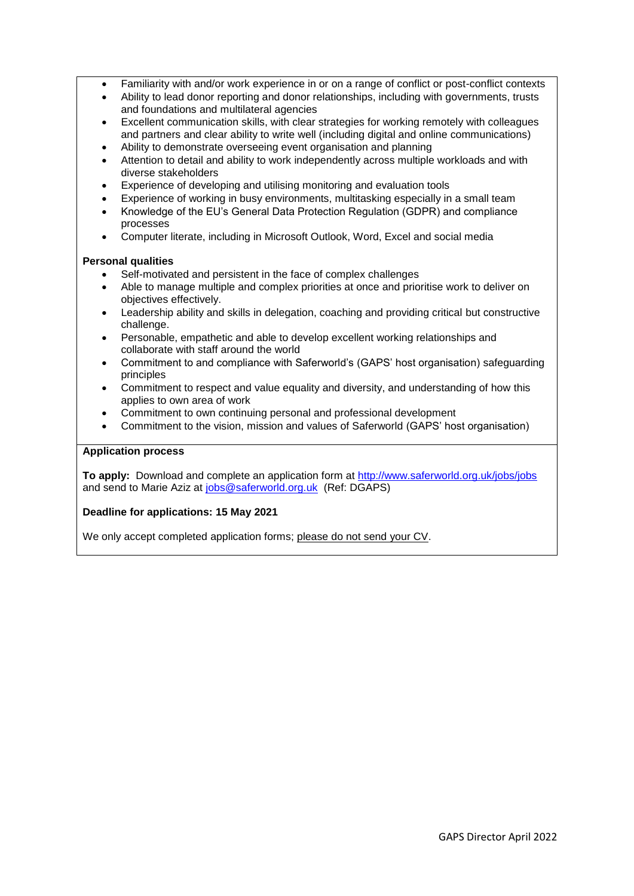- Familiarity with and/or work experience in or on a range of conflict or post-conflict contexts
- Ability to lead donor reporting and donor relationships, including with governments, trusts and foundations and multilateral agencies
- Excellent communication skills, with clear strategies for working remotely with colleagues and partners and clear ability to write well (including digital and online communications)
- Ability to demonstrate overseeing event organisation and planning
- Attention to detail and ability to work independently across multiple workloads and with diverse stakeholders
- Experience of developing and utilising monitoring and evaluation tools
- Experience of working in busy environments, multitasking especially in a small team
- Knowledge of the EU's General Data Protection Regulation (GDPR) and compliance processes
- Computer literate, including in Microsoft Outlook, Word, Excel and social media

**Personal qualities**

- Self-motivated and persistent in the face of complex challenges
- Able to manage multiple and complex priorities at once and prioritise work to deliver on objectives effectively.
- Leadership ability and skills in delegation, coaching and providing critical but constructive challenge.
- Personable, empathetic and able to develop excellent working relationships and collaborate with staff around the world
- Commitment to and compliance with Saferworld's (GAPS' host organisation) safeguarding principles
- Commitment to respect and value equality and diversity, and understanding of how this applies to own area of work
- Commitment to own continuing personal and professional development
- Commitment to the vision, mission and values of Saferworld (GAPS' host organisation)

**Application process**

**To apply:** Download and complete an application form at http://www.saferworld.org.uk/jobs/jobs and send to Marie Aziz at jobs@saferworld.org.uk (Ref: DGAPS)

**Deadline for applications: 15 May 2021**

We only accept completed application forms; please do not send your CV.

GAPS Director April 2022